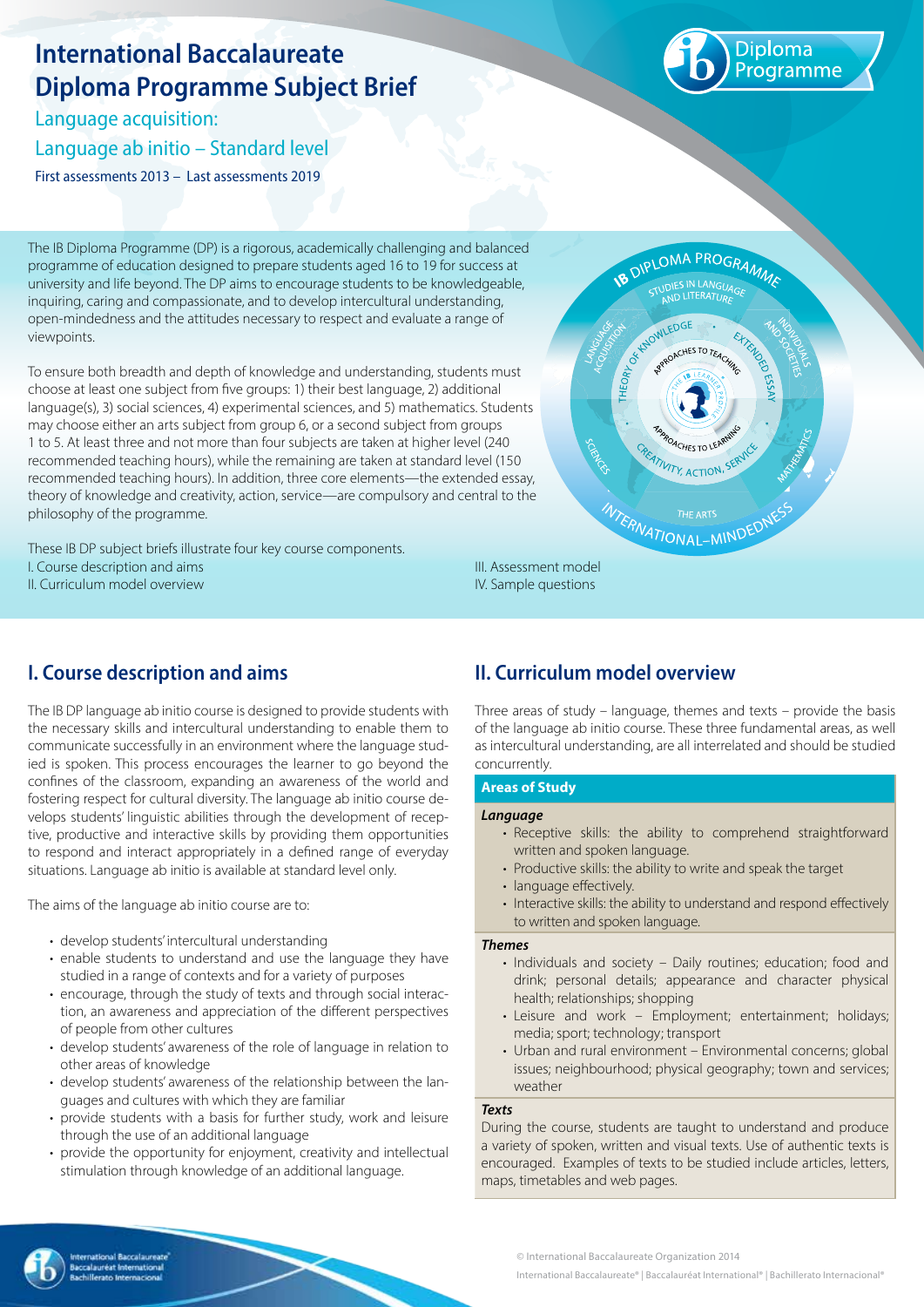# International Baccalaureate Diploma Programme Subject Brief

## Language acquisition:

## Language ab initio – Standard level

First assessments 2013 – Last assessments 2019

The IB Diploma Programme (DP) is a rigorous, academically challenging and balanced programme of education designed to prepare students aged 16 to 19 for success at university and life beyond. The DP aims to encourage students to be knowledgeable, inquiring, caring and compassionate, and to develop intercultural understanding, open-mindedness and the attitudes necessary to respect and evaluate a range of viewpoints.

To ensure both breadth and depth of knowledge and understanding, students must choose at least one subject from five groups: 1) their best language, 2) additional language(s), 3) social sciences, 4) experimental sciences, and 5) mathematics. Students may choose either an arts subject from group 6, or a second subject from groups 1 to 5. At least three and not more than four subjects are taken at higher level (240 recommended teaching hours), while the remaining are taken at standard level (150 recommended teaching hours). In addition, three core elements—the extended essay, theory of knowledge and creativity, action, service—are compulsory and central to the philosophy of the programme.

These IB DP subject briefs illustrate four key course components.

I. Course description and aims

II. Curriculum model overview

III. Assessment model

IV. Sample questions

## I. Course description and aims

The IB DP language ab initio course is designed to provide students with the necessary skills and intercultural understanding to enable them to communicate successfully in an environment where the language studied is spoken. This process encourages the learner to go beyond the confines of the classroom, expanding an awareness of the world and fostering respect for cultural diversity. The language ab initio course develops students' linguistic abilities through the development of receptive, productive and interactive skills by providing them opportunities to respond and interact appropriately in a defined range of everyday situations. Language ab initio is available at standard level only.

The aims of the language ab initio course are to:

- develop students' intercultural understanding
- enable students to understand and use the language they have studied in a range of contexts and for a variety of purposes
- encourage, through the study of texts and through social interaction, an awareness and appreciation of the different perspectives of people from other cultures
- develop students' awareness of the role of language in relation to other areas of knowledge
- develop students' awareness of the relationship between the languages and cultures with which they are familiar
- provide students with a basis for further study, work and leisure through the use of an additional language
- provide the opportunity for enjoyment, creativity and intellectual stimulation through knowledge of an additional language.

## II. Curriculum model overview

Three areas of study – language, themes and texts – provide the basis of the language ab initio course. These three fundamental areas, as well as intercultural understanding, are all interrelated and should be studied concurrently.

**Areas of Study**

***Language***

- Receptive skills: the ability to comprehend straightforward written and spoken language.
- Productive skills: the ability to write and speak the target
- language effectively.
- Interactive skills: the ability to understand and respond effectively to written and spoken language.

***Themes***

- Individuals and society – Daily routines; education; food and drink; personal details; appearance and character physical health; relationships; shopping
- Leisure and work – Employment; entertainment; holidays; media; sport; technology; transport
- Urban and rural environment – Environmental concerns; global issues; neighbourhood; physical geography; town and services; weather

***Texts***

During the course, students are taught to understand and produce a variety of spoken, written and visual texts. Use of authentic texts is encouraged. Examples of texts to be studied include articles, letters, maps, timetables and web pages.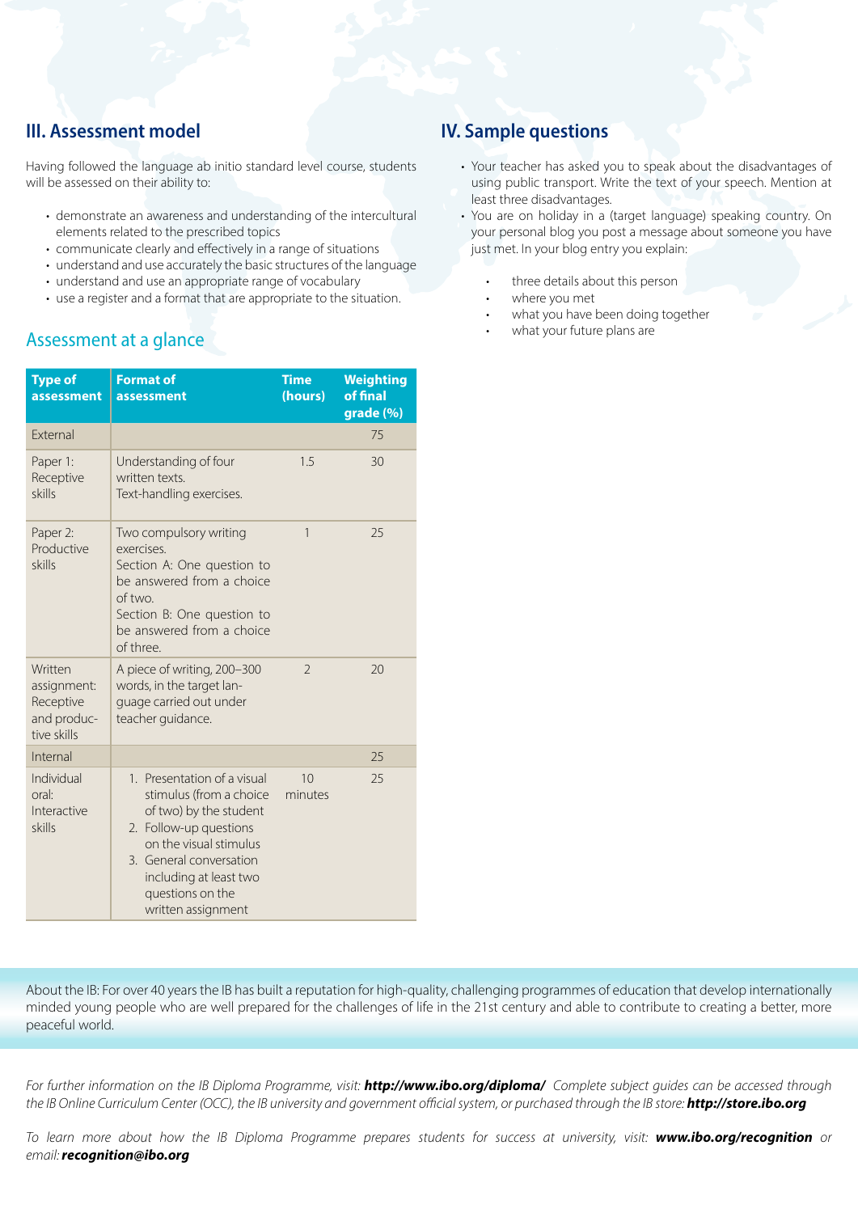## III. Assessment model

Having followed the language ab initio standard level course, students will be assessed on their ability to:

- demonstrate an awareness and understanding of the intercultural elements related to the prescribed topics
- communicate clearly and effectively in a range of situations
- understand and use accurately the basic structures of the language
- understand and use an appropriate range of vocabulary
- use a register and a format that are appropriate to the situation.

### Assessment at a glance

| Type of assessment | Format of assessment | Time (hours) | Weighting of final grade (%) |
|---|---|---|---|
| External | | | 75 |
| Paper 1: Receptive skills | Understanding of four written texts. Text-handling exercises. | 1.5 | 30 |
| Paper 2: Productive skills | Two compulsory writing exercises. Section A: One question to be answered from a choice of two. Section B: One question to be answered from a choice of three. | 1 | 25 |
| Written assignment: Receptive and productive skills | A piece of writing, 200–300 words, in the target language carried out under teacher guidance. | 2 | 20 |
| Internal | | | 25 |
| Individual oral: Interactive skills | 1. Presentation of a visual stimulus (from a choice of two) by the student 2. Follow-up questions on the visual stimulus 3. General conversation including at least two questions on the written assignment | 10 minutes | 25 |

## IV. Sample questions

- Your teacher has asked you to speak about the disadvantages of using public transport. Write the text of your speech. Mention at least three disadvantages.
- You are on holiday in a (target language) speaking country. On your personal blog you post a message about someone you have just met. In your blog entry you explain:
  - three details about this person
  - where you met
  - what you have been doing together
  - what your future plans are

About the IB: For over 40 years the IB has built a reputation for high-quality, challenging programmes of education that develop internationally minded young people who are well prepared for the challenges of life in the 21st century and able to contribute to creating a better, more peaceful world.

*For further information on the IB Diploma Programme, visit:* ***http://www.ibo.org/diploma/*** *Complete subject guides can be accessed through the IB Online Curriculum Center (OCC), the IB university and government official system, or purchased through the IB store:* ***http://store.ibo.org***

*To learn more about how the IB Diploma Programme prepares students for success at university, visit:* ***www.ibo.org/recognition*** *or email:* ***recognition@ibo.org***